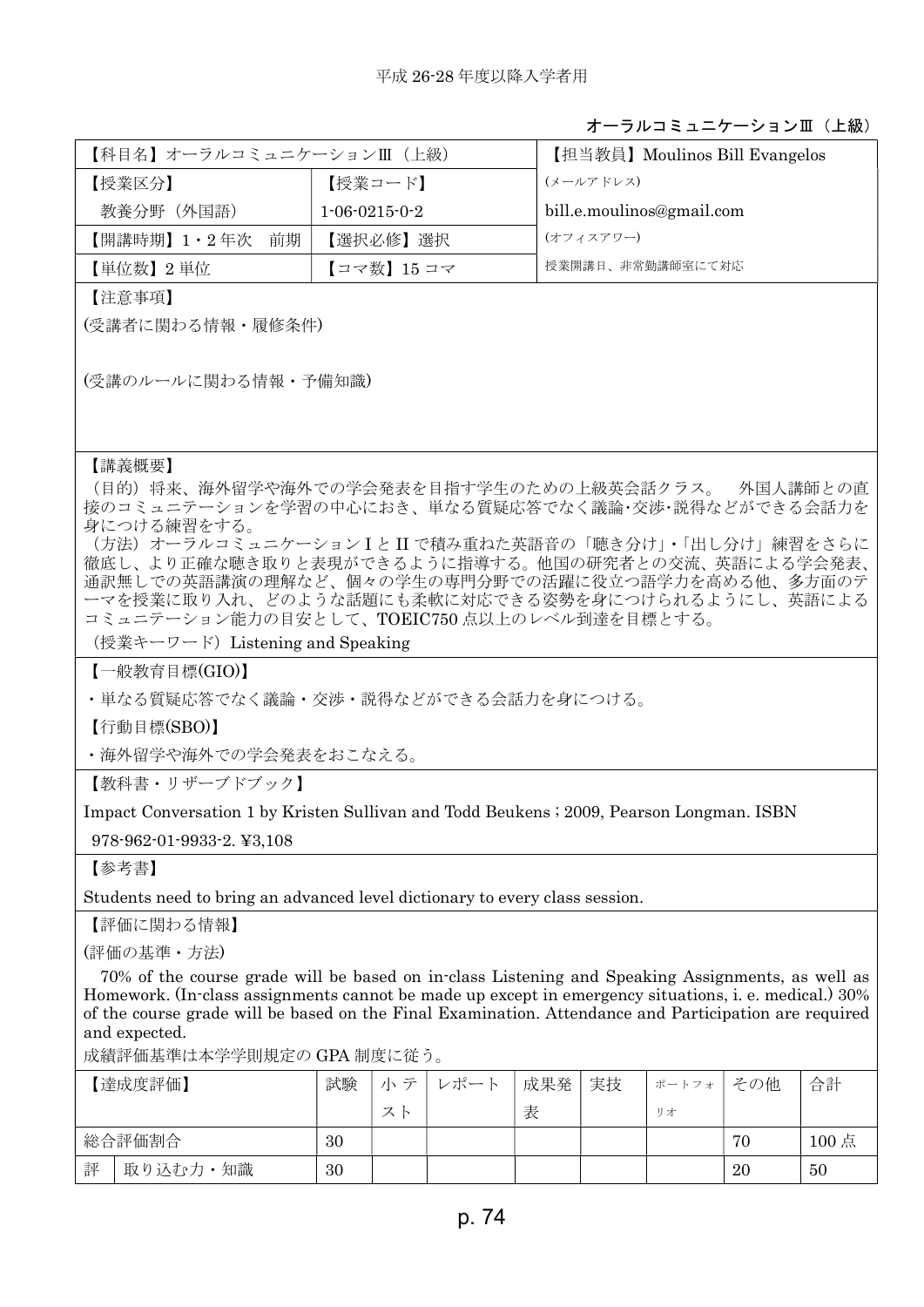平成 26-28 年度以降入学者用

オーラルコミュニケーションⅢ（上級）

| 【科目名】オーラルコミュニケーションⅢ（上級） | | 【担当教員】Moulinos Bill Evangelos |
|---|---|---|
| 【授業区分】 | 【授業コード】 | (メールアドレス) |
| 教養分野（外国語） | 1-06-0215-0-2 | bill.e.moulinos@gmail.com |
| 【開講時期】1・2 年次　前期 | 【選択必修】選択 | (オフィスアワー) |
| 【単位数】2 単位 | 【コマ数】15 コマ | 授業開講日、非常勤講師室にて対応 |

【注意事項】

(受講者に関わる情報・履修条件)

(受講のルールに関わる情報・予備知識)

【講義概要】

（目的）将来、海外留学や海外での学会発表を目指す学生のための上級英会話クラス。　外国人講師との直接のコミュニテーションを学習の中心におき、単なる質疑応答でなく議論･交渉･説得などができる会話力を身につける練習をする。

（方法）オーラルコミュニケーションⅠとⅡで積み重ねた英語音の「聴き分け」･「出し分け」練習をさらに徹底し、より正確な聴き取りと表現ができるように指導する。他国の研究者との交流、英語による学会発表、通訳無しでの英語講演の理解など、個々の学生の専門分野での活躍に役立つ語学力を高める他、多方面のテーマを授業に取り入れ、どのような話題にも柔軟に対応できる姿勢を身につけられるようにし、英語によるコミュニテーション能力の目安として、TOEIC750 点以上のレベル到達を目標とする。

（授業キーワード）Listening and Speaking

【一般教育目標(GIO)】

・単なる質疑応答でなく議論・交渉・説得などができる会話力を身につける。

【行動目標(SBO)】

・海外留学や海外での学会発表をおこなえる。

【教科書・リザーブドブック】

Impact Conversation 1 by Kristen Sullivan and Todd Beukens ; 2009, Pearson Longman. ISBN 978-962-01-9933-2. ¥3,108

【参考書】

Students need to bring an advanced level dictionary to every class session.

【評価に関わる情報】

(評価の基準・方法)

70% of the course grade will be based on in-class Listening and Speaking Assignments, as well as Homework. (In-class assignments cannot be made up except in emergency situations, i. e. medical.) 30% of the course grade will be based on the Final Examination. Attendance and Participation are required and expected.

成績評価基準は本学学則規定の GPA 制度に従う。

| 【達成度評価】 | | 試験 | 小テスト | レポート | 成果発表 | 実技 | ポートフォリオ | その他 | 合計 |
|---|---|---|---|---|---|---|---|---|---|
| 総合評価割合 | | 30 | | | | | | 70 | 100 点 |
| 評 | 取り込む力・知識 | 30 | | | | | | 20 | 50 |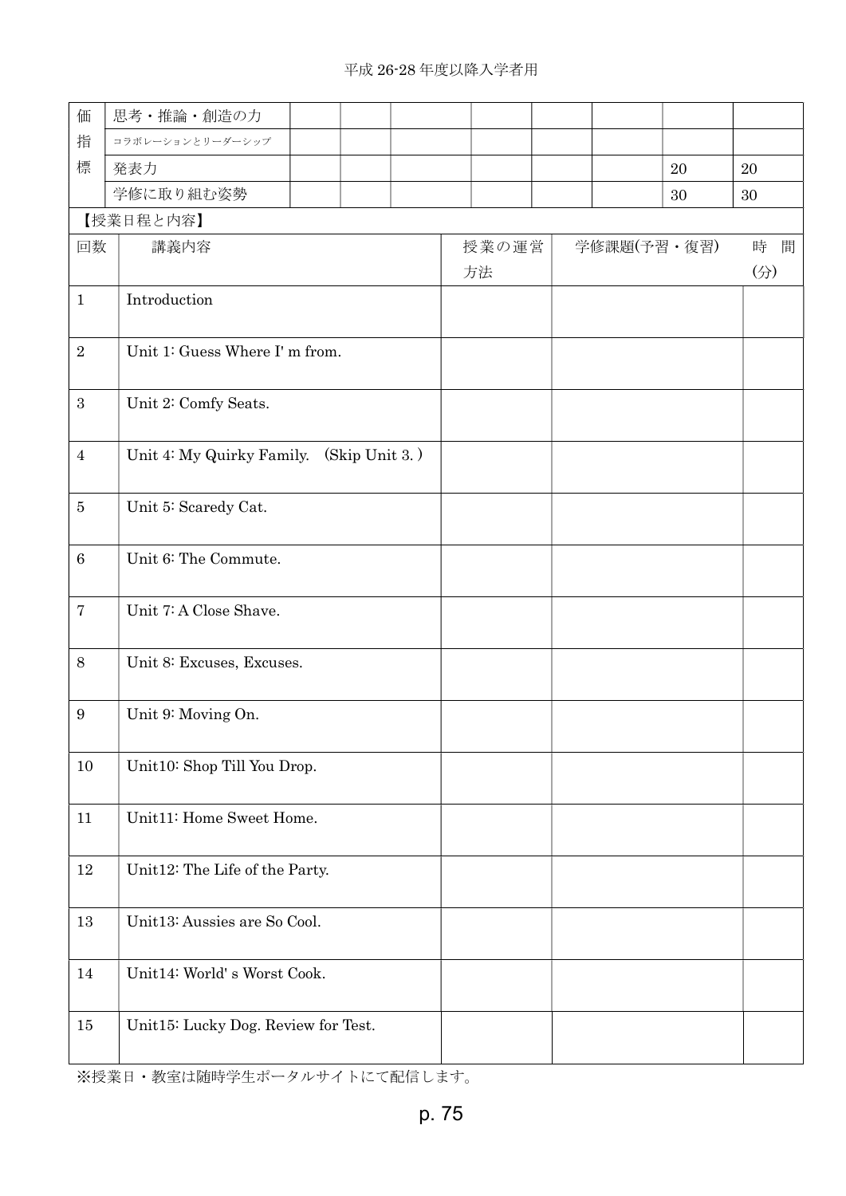平成 26-28 年度以降入学者用

| | | | | | | | | | |
|---|---|---|---|---|---|---|---|---|---|
| 価指標 | 思考・推論・創造の力 | | | | | | | | |
| | コラボレーションとリーダーシップ | | | | | | | | |
| | 発表力 | | | | | | | 20 | 20 |
| | 学修に取り組む姿勢 | | | | | | | 30 | 30 |

【授業日程と内容】

| 回数 | 講義内容 | 授業の運営方法 | 学修課題(予習・復習) | 時間(分) |
|---|---|---|---|---|
| 1 | Introduction | | | |
| 2 | Unit 1: Guess Where I' m from. | | | |
| 3 | Unit 2: Comfy Seats. | | | |
| 4 | Unit 4: My Quirky Family. (Skip Unit 3.) | | | |
| 5 | Unit 5: Scaredy Cat. | | | |
| 6 | Unit 6: The Commute. | | | |
| 7 | Unit 7: A Close Shave. | | | |
| 8 | Unit 8: Excuses, Excuses. | | | |
| 9 | Unit 9: Moving On. | | | |
| 10 | Unit10: Shop Till You Drop. | | | |
| 11 | Unit11: Home Sweet Home. | | | |
| 12 | Unit12: The Life of the Party. | | | |
| 13 | Unit13: Aussies are So Cool. | | | |
| 14 | Unit14: World' s Worst Cook. | | | |
| 15 | Unit15: Lucky Dog. Review for Test. | | | |

※授業日・教室は随時学生ポータルサイトにて配信します。